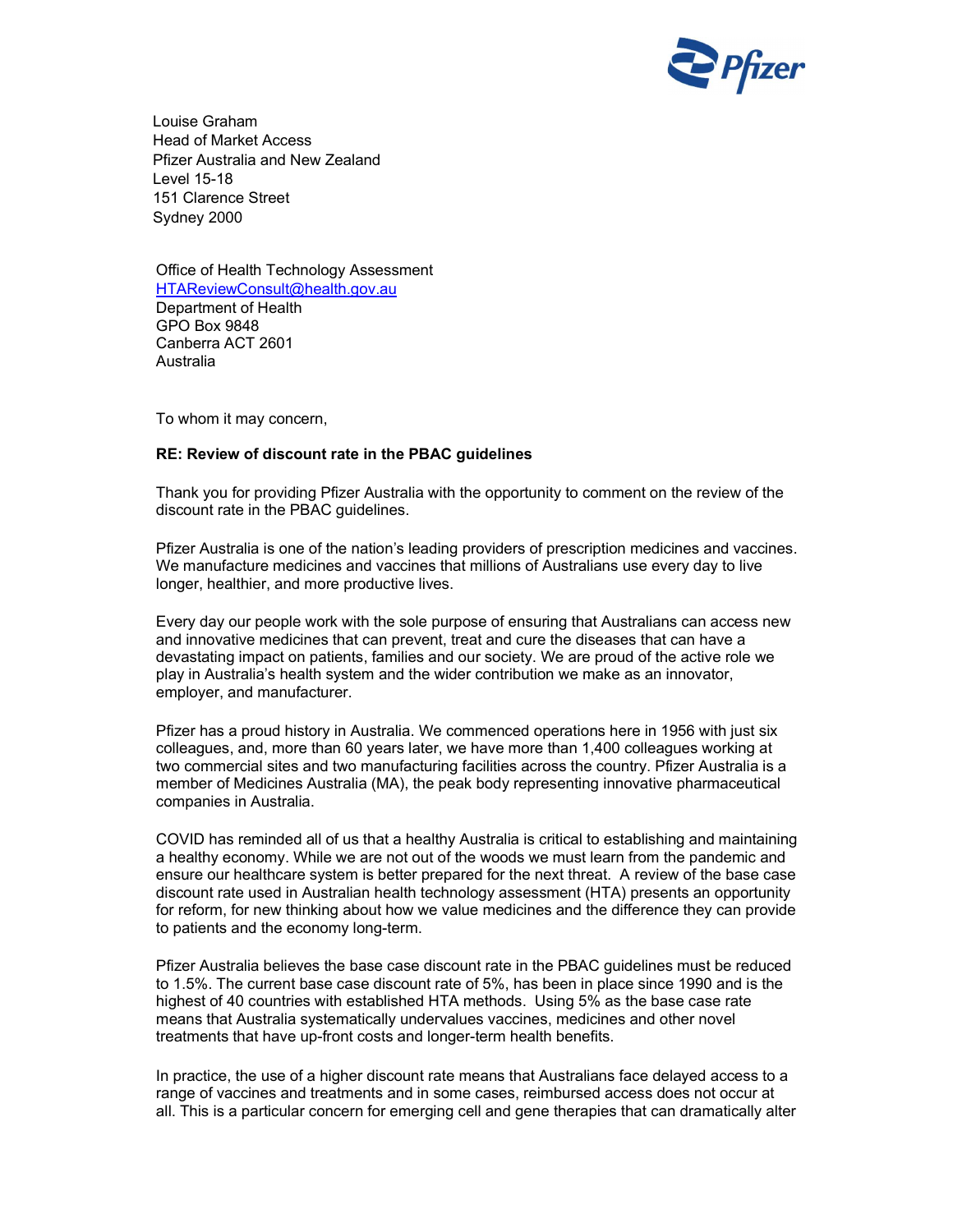Louise Graham
Head of Market Access
Pfizer Australia and New Zealand
Level 15-18
151 Clarence Street
Sydney 2000

Office of Health Technology Assessment
HTAReviewConsult@health.gov.au
Department of Health
GPO Box 9848
Canberra ACT 2601
Australia

To whom it may concern,

**RE: Review of discount rate in the PBAC guidelines**

Thank you for providing Pfizer Australia with the opportunity to comment on the review of the discount rate in the PBAC guidelines.

Pfizer Australia is one of the nation's leading providers of prescription medicines and vaccines. We manufacture medicines and vaccines that millions of Australians use every day to live longer, healthier, and more productive lives.

Every day our people work with the sole purpose of ensuring that Australians can access new and innovative medicines that can prevent, treat and cure the diseases that can have a devastating impact on patients, families and our society. We are proud of the active role we play in Australia's health system and the wider contribution we make as an innovator, employer, and manufacturer.

Pfizer has a proud history in Australia. We commenced operations here in 1956 with just six colleagues, and, more than 60 years later, we have more than 1,400 colleagues working at two commercial sites and two manufacturing facilities across the country. Pfizer Australia is a member of Medicines Australia (MA), the peak body representing innovative pharmaceutical companies in Australia.

COVID has reminded all of us that a healthy Australia is critical to establishing and maintaining a healthy economy. While we are not out of the woods we must learn from the pandemic and ensure our healthcare system is better prepared for the next threat. A review of the base case discount rate used in Australian health technology assessment (HTA) presents an opportunity for reform, for new thinking about how we value medicines and the difference they can provide to patients and the economy long-term.

Pfizer Australia believes the base case discount rate in the PBAC guidelines must be reduced to 1.5%. The current base case discount rate of 5%, has been in place since 1990 and is the highest of 40 countries with established HTA methods. Using 5% as the base case rate means that Australia systematically undervalues vaccines, medicines and other novel treatments that have up-front costs and longer-term health benefits.

In practice, the use of a higher discount rate means that Australians face delayed access to a range of vaccines and treatments and in some cases, reimbursed access does not occur at all. This is a particular concern for emerging cell and gene therapies that can dramatically alter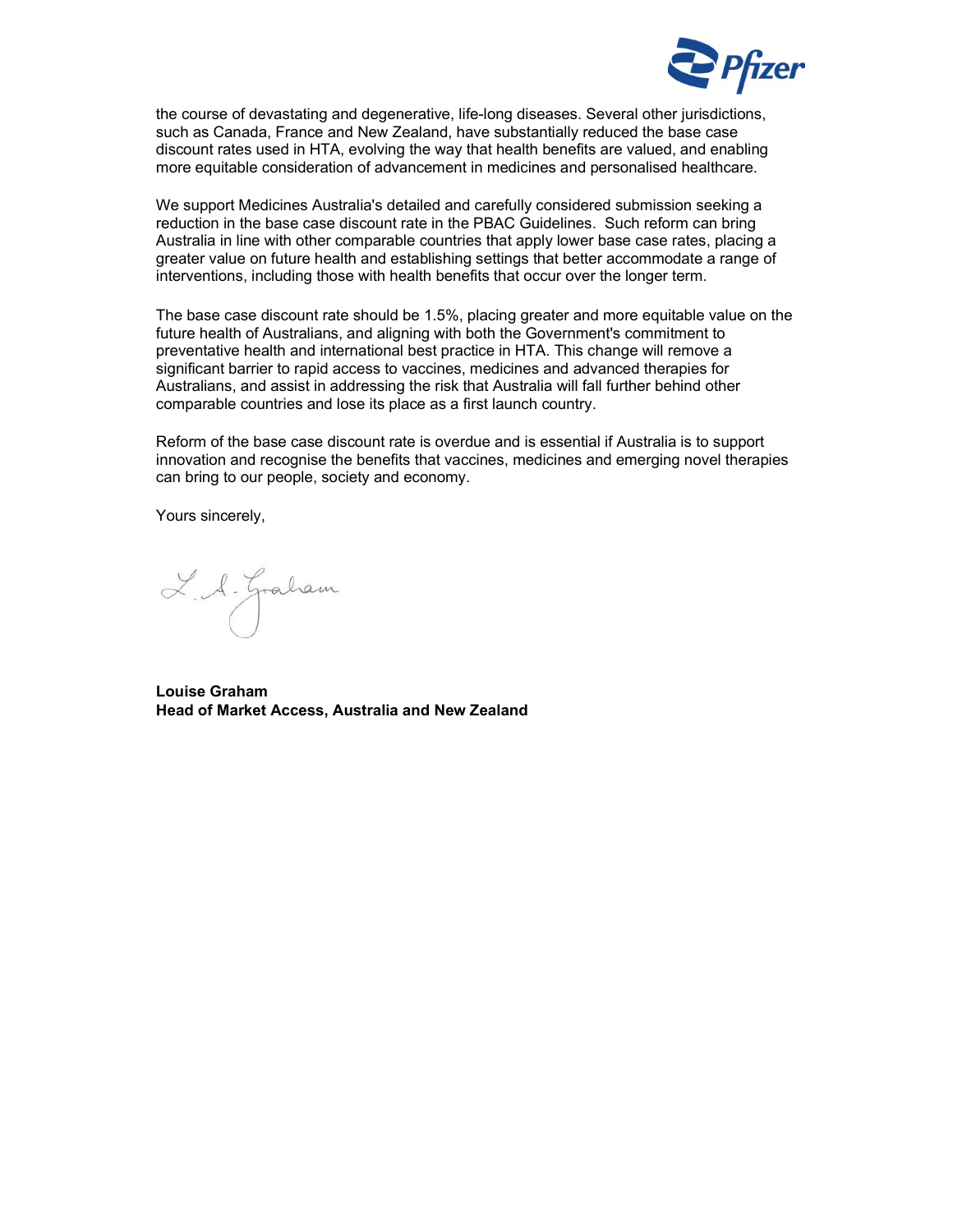the course of devastating and degenerative, life-long diseases. Several other jurisdictions, such as Canada, France and New Zealand, have substantially reduced the base case discount rates used in HTA, evolving the way that health benefits are valued, and enabling more equitable consideration of advancement in medicines and personalised healthcare.

We support Medicines Australia's detailed and carefully considered submission seeking a reduction in the base case discount rate in the PBAC Guidelines. Such reform can bring Australia in line with other comparable countries that apply lower base case rates, placing a greater value on future health and establishing settings that better accommodate a range of interventions, including those with health benefits that occur over the longer term.

The base case discount rate should be 1.5%, placing greater and more equitable value on the future health of Australians, and aligning with both the Government's commitment to preventative health and international best practice in HTA. This change will remove a significant barrier to rapid access to vaccines, medicines and advanced therapies for Australians, and assist in addressing the risk that Australia will fall further behind other comparable countries and lose its place as a first launch country.

Reform of the base case discount rate is overdue and is essential if Australia is to support innovation and recognise the benefits that vaccines, medicines and emerging novel therapies can bring to our people, society and economy.

Yours sincerely,

L. A. Graham

**Louise Graham**
**Head of Market Access, Australia and New Zealand**